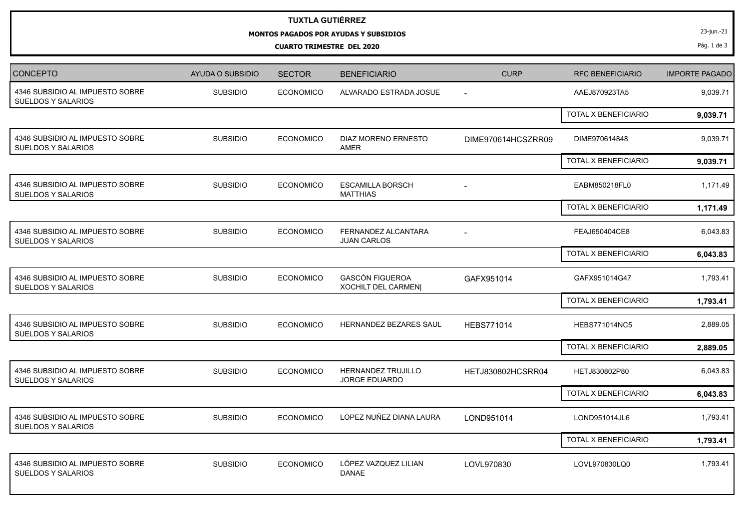# TUXTLA GUTIÉRREZ

**MONTOS PAGADOS POR AYUDAS Y SUBSIDIOS**

**CUARTO TRIMESTRE DEL 2020**

23-jun.-21

| CONCEPTO | AYUDA O SUBSIDIO | SECTOR | BENEFICIARIO | CURP | RFC BENEFICIARIO | IMPORTE PAGADO |
|---|---|---|---|---|---|---|
| 4346 SUBSIDIO AL IMPUESTO SOBRE SUELDOS Y SALARIOS | SUBSIDIO | ECONOMICO | ALVARADO ESTRADA JOSUE | - | AAEJ870923TA5 | 9,039.71 |
| | | | | | TOTAL X BENEFICIARIO | **9,039.71** |
| 4346 SUBSIDIO AL IMPUESTO SOBRE SUELDOS Y SALARIOS | SUBSIDIO | ECONOMICO | DIAZ MORENO ERNESTO AMER | DIME970614HCSZRR09 | DIME970614848 | 9,039.71 |
| | | | | | TOTAL X BENEFICIARIO | **9,039.71** |
| 4346 SUBSIDIO AL IMPUESTO SOBRE SUELDOS Y SALARIOS | SUBSIDIO | ECONOMICO | ESCAMILLA BORSCH MATTHIAS | - | EABM850218FL0 | 1,171.49 |
| | | | | | TOTAL X BENEFICIARIO | **1,171.49** |
| 4346 SUBSIDIO AL IMPUESTO SOBRE SUELDOS Y SALARIOS | SUBSIDIO | ECONOMICO | FERNANDEZ ALCANTARA JUAN CARLOS | - | FEAJ650404CE8 | 6,043.83 |
| | | | | | TOTAL X BENEFICIARIO | **6,043.83** |
| 4346 SUBSIDIO AL IMPUESTO SOBRE SUELDOS Y SALARIOS | SUBSIDIO | ECONOMICO | GASCÓN FIGUEROA XOCHILT DEL CARMEN\| | GAFX951014 | GAFX951014G47 | 1,793.41 |
| | | | | | TOTAL X BENEFICIARIO | **1,793.41** |
| 4346 SUBSIDIO AL IMPUESTO SOBRE SUELDOS Y SALARIOS | SUBSIDIO | ECONOMICO | HERNANDEZ BEZARES SAUL | HEBS771014 | HEBS771014NC5 | 2,889.05 |
| | | | | | TOTAL X BENEFICIARIO | **2,889.05** |
| 4346 SUBSIDIO AL IMPUESTO SOBRE SUELDOS Y SALARIOS | SUBSIDIO | ECONOMICO | HERNANDEZ TRUJILLO JORGE EDUARDO | HETJ830802HCSRR04 | HETJ830802P80 | 6,043.83 |
| | | | | | TOTAL X BENEFICIARIO | **6,043.83** |
| 4346 SUBSIDIO AL IMPUESTO SOBRE SUELDOS Y SALARIOS | SUBSIDIO | ECONOMICO | LOPEZ NUÑEZ DIANA LAURA | LOND951014 | LOND951014JL6 | 1,793.41 |
| | | | | | TOTAL X BENEFICIARIO | **1,793.41** |
| 4346 SUBSIDIO AL IMPUESTO SOBRE SUELDOS Y SALARIOS | SUBSIDIO | ECONOMICO | LÓPEZ VAZQUEZ LILIAN DANAE | LOVL970830 | LOVL970830LQ0 | 1,793.41 |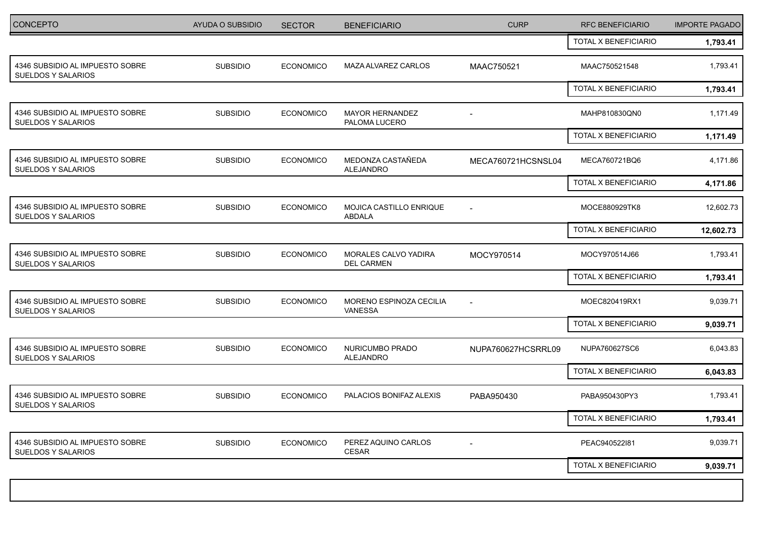| CONCEPTO | AYUDA O SUBSIDIO | SECTOR | BENEFICIARIO | CURP | RFC BENEFICIARIO | IMPORTE PAGADO |
|---|---|---|---|---|---|---|
| | | | | | TOTAL X BENEFICIARIO | **1,793.41** |
| 4346 SUBSIDIO AL IMPUESTO SOBRE SUELDOS Y SALARIOS | SUBSIDIO | ECONOMICO | MAZA ALVAREZ CARLOS | MAAC750521 | MAAC750521548 | 1,793.41 |
| | | | | | TOTAL X BENEFICIARIO | **1,793.41** |
| 4346 SUBSIDIO AL IMPUESTO SOBRE SUELDOS Y SALARIOS | SUBSIDIO | ECONOMICO | MAYOR HERNANDEZ PALOMA LUCERO | - | MAHP810830QN0 | 1,171.49 |
| | | | | | TOTAL X BENEFICIARIO | **1,171.49** |
| 4346 SUBSIDIO AL IMPUESTO SOBRE SUELDOS Y SALARIOS | SUBSIDIO | ECONOMICO | MEDONZA CASTAÑEDA ALEJANDRO | MECA760721HCSNSL04 | MECA760721BQ6 | 4,171.86 |
| | | | | | TOTAL X BENEFICIARIO | **4,171.86** |
| 4346 SUBSIDIO AL IMPUESTO SOBRE SUELDOS Y SALARIOS | SUBSIDIO | ECONOMICO | MOJICA CASTILLO ENRIQUE ABDALA | - | MOCE880929TK8 | 12,602.73 |
| | | | | | TOTAL X BENEFICIARIO | **12,602.73** |
| 4346 SUBSIDIO AL IMPUESTO SOBRE SUELDOS Y SALARIOS | SUBSIDIO | ECONOMICO | MORALES CALVO YADIRA DEL CARMEN | MOCY970514 | MOCY970514J66 | 1,793.41 |
| | | | | | TOTAL X BENEFICIARIO | **1,793.41** |
| 4346 SUBSIDIO AL IMPUESTO SOBRE SUELDOS Y SALARIOS | SUBSIDIO | ECONOMICO | MORENO ESPINOZA CECILIA VANESSA | - | MOEC820419RX1 | 9,039.71 |
| | | | | | TOTAL X BENEFICIARIO | **9,039.71** |
| 4346 SUBSIDIO AL IMPUESTO SOBRE SUELDOS Y SALARIOS | SUBSIDIO | ECONOMICO | NURICUMBO PRADO ALEJANDRO | NUPA760627HCSRRL09 | NUPA760627SC6 | 6,043.83 |
| | | | | | TOTAL X BENEFICIARIO | **6,043.83** |
| 4346 SUBSIDIO AL IMPUESTO SOBRE SUELDOS Y SALARIOS | SUBSIDIO | ECONOMICO | PALACIOS BONIFAZ ALEXIS | PABA950430 | PABA950430PY3 | 1,793.41 |
| | | | | | TOTAL X BENEFICIARIO | **1,793.41** |
| 4346 SUBSIDIO AL IMPUESTO SOBRE SUELDOS Y SALARIOS | SUBSIDIO | ECONOMICO | PEREZ AQUINO CARLOS CESAR | - | PEAC940522I81 | 9,039.71 |
| | | | | | TOTAL X BENEFICIARIO | **9,039.71** |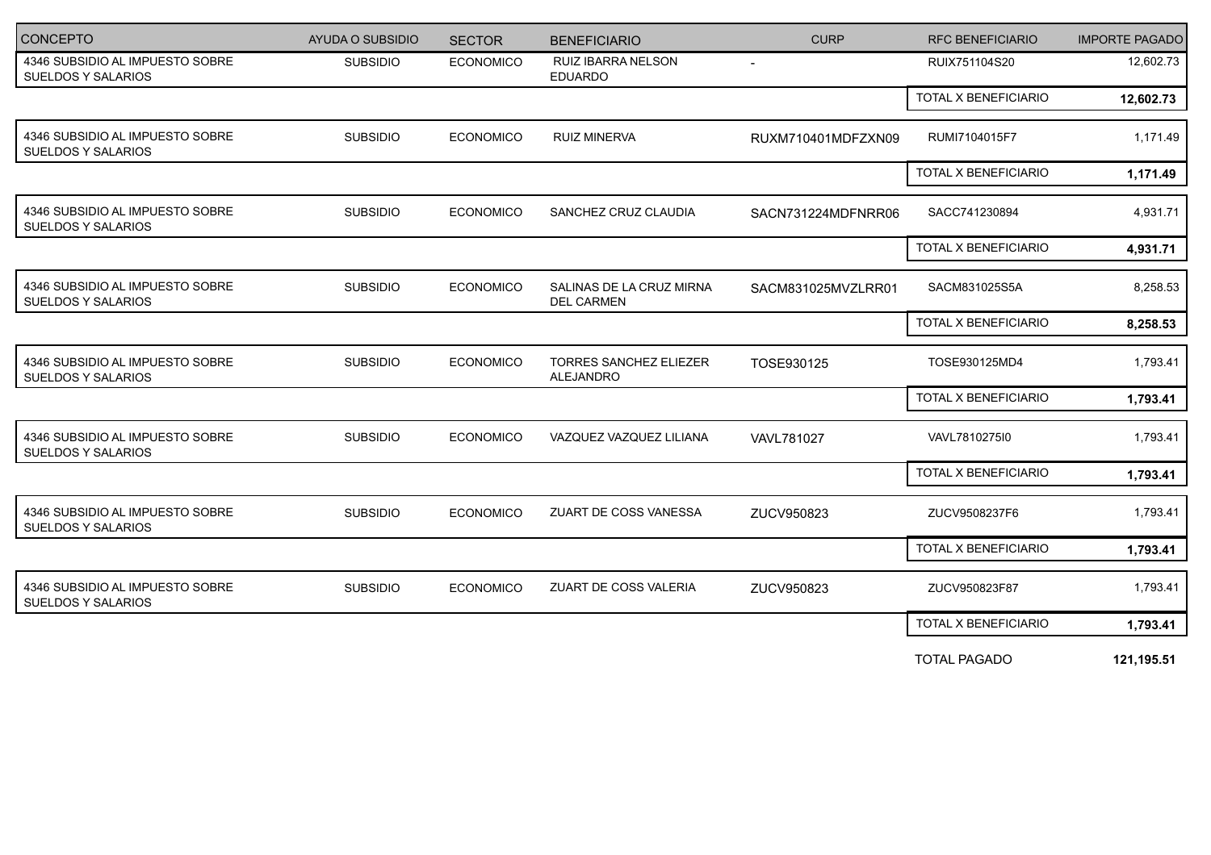| CONCEPTO | AYUDA O SUBSIDIO | SECTOR | BENEFICIARIO | CURP | RFC BENEFICIARIO | IMPORTE PAGADO |
|---|---|---|---|---|---|---|
| 4346 SUBSIDIO AL IMPUESTO SOBRE SUELDOS Y SALARIOS | SUBSIDIO | ECONOMICO | RUIZ IBARRA NELSON EDUARDO | - | RUIX751104S20 | 12,602.73 |
| | | | | | TOTAL X BENEFICIARIO | **12,602.73** |
| 4346 SUBSIDIO AL IMPUESTO SOBRE SUELDOS Y SALARIOS | SUBSIDIO | ECONOMICO | RUIZ MINERVA | RUXM710401MDFZXN09 | RUMI7104015F7 | 1,171.49 |
| | | | | | TOTAL X BENEFICIARIO | **1,171.49** |
| 4346 SUBSIDIO AL IMPUESTO SOBRE SUELDOS Y SALARIOS | SUBSIDIO | ECONOMICO | SANCHEZ CRUZ CLAUDIA | SACN731224MDFNRR06 | SACC741230894 | 4,931.71 |
| | | | | | TOTAL X BENEFICIARIO | **4,931.71** |
| 4346 SUBSIDIO AL IMPUESTO SOBRE SUELDOS Y SALARIOS | SUBSIDIO | ECONOMICO | SALINAS DE LA CRUZ MIRNA DEL CARMEN | SACM831025MVZLRR01 | SACM831025S5A | 8,258.53 |
| | | | | | TOTAL X BENEFICIARIO | **8,258.53** |
| 4346 SUBSIDIO AL IMPUESTO SOBRE SUELDOS Y SALARIOS | SUBSIDIO | ECONOMICO | TORRES SANCHEZ ELIEZER ALEJANDRO | TOSE930125 | TOSE930125MD4 | 1,793.41 |
| | | | | | TOTAL X BENEFICIARIO | **1,793.41** |
| 4346 SUBSIDIO AL IMPUESTO SOBRE SUELDOS Y SALARIOS | SUBSIDIO | ECONOMICO | VAZQUEZ VAZQUEZ LILIANA | VAVL781027 | VAVL7810275I0 | 1,793.41 |
| | | | | | TOTAL X BENEFICIARIO | **1,793.41** |
| 4346 SUBSIDIO AL IMPUESTO SOBRE SUELDOS Y SALARIOS | SUBSIDIO | ECONOMICO | ZUART DE COSS VANESSA | ZUCV950823 | ZUCV9508237F6 | 1,793.41 |
| | | | | | TOTAL X BENEFICIARIO | **1,793.41** |
| 4346 SUBSIDIO AL IMPUESTO SOBRE SUELDOS Y SALARIOS | SUBSIDIO | ECONOMICO | ZUART DE COSS VALERIA | ZUCV950823 | ZUCV950823F87 | 1,793.41 |
| | | | | | TOTAL X BENEFICIARIO | **1,793.41** |
| | | | | | TOTAL PAGADO | **121,195.51** |